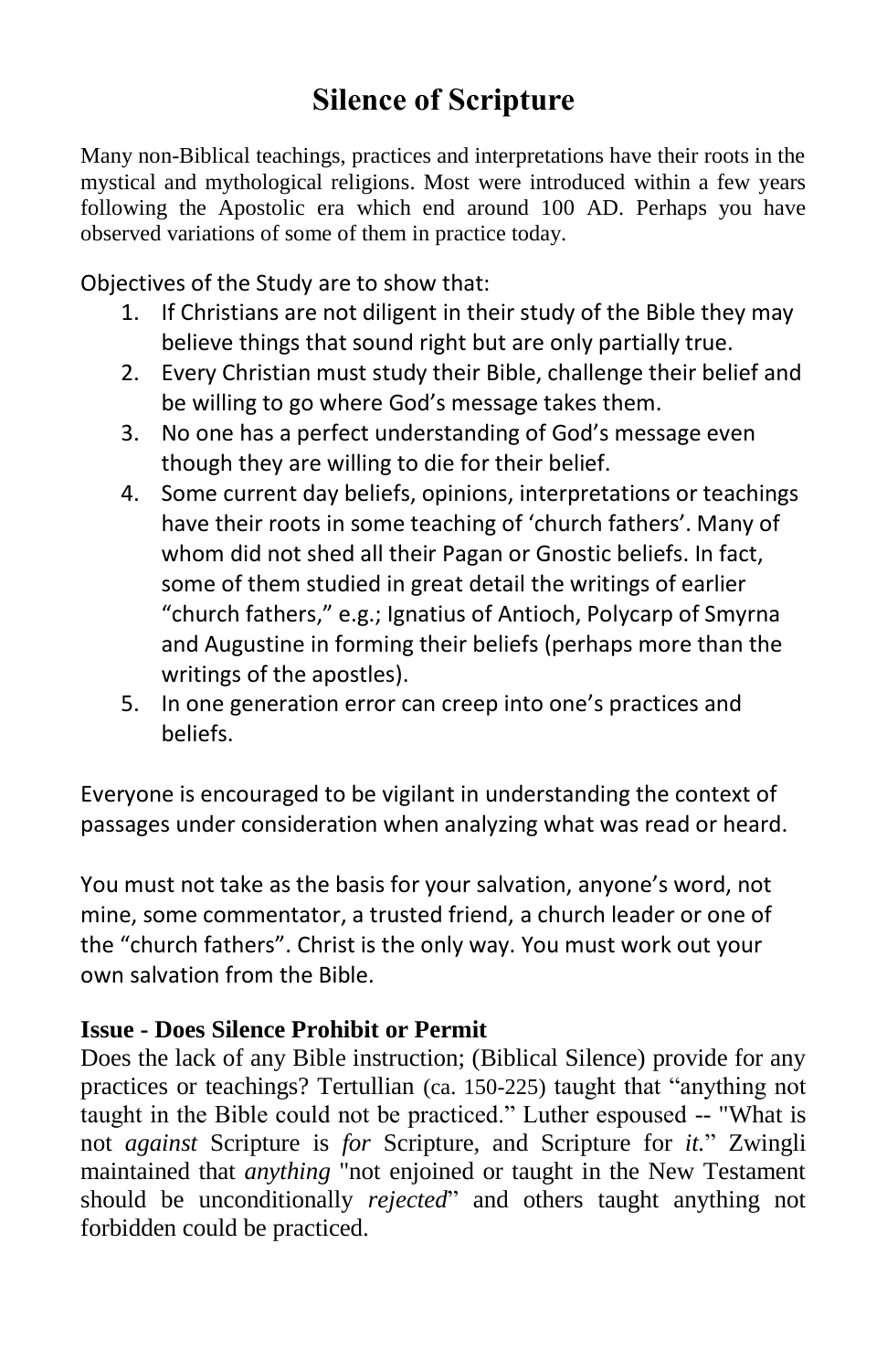# Silence of Scripture

Many non-Biblical teachings, practices and interpretations have their roots in the mystical and mythological religions. Most were introduced within a few years following the Apostolic era which end around 100 AD. Perhaps you have observed variations of some of them in practice today.

Objectives of the Study are to show that:

1. If Christians are not diligent in their study of the Bible they may believe things that sound right but are only partially true.
2. Every Christian must study their Bible, challenge their belief and be willing to go where God's message takes them.
3. No one has a perfect understanding of God's message even though they are willing to die for their belief.
4. Some current day beliefs, opinions, interpretations or teachings have their roots in some teaching of 'church fathers'. Many of whom did not shed all their Pagan or Gnostic beliefs. In fact, some of them studied in great detail the writings of earlier "church fathers," e.g.; Ignatius of Antioch, Polycarp of Smyrna and Augustine in forming their beliefs (perhaps more than the writings of the apostles).
5. In one generation error can creep into one's practices and beliefs.

Everyone is encouraged to be vigilant in understanding the context of passages under consideration when analyzing what was read or heard.

You must not take as the basis for your salvation, anyone's word, not mine, some commentator, a trusted friend, a church leader or one of the "church fathers". Christ is the only way. You must work out your own salvation from the Bible.

### Issue - Does Silence Prohibit or Permit

Does the lack of any Bible instruction; (Biblical Silence) provide for any practices or teachings? Tertullian (ca. 150-225) taught that "anything not taught in the Bible could not be practiced." Luther espoused -- "What is not *against* Scripture is *for* Scripture, and Scripture for *it*." Zwingli maintained that *anything* "not enjoined or taught in the New Testament should be unconditionally *rejected*" and others taught anything not forbidden could be practiced.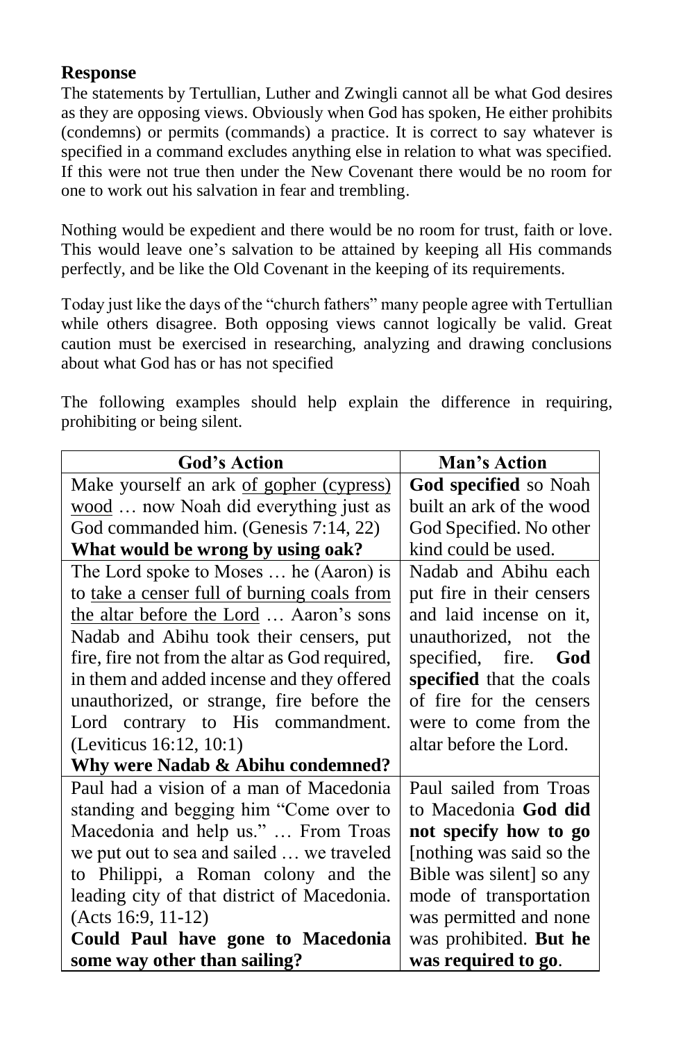## Response

The statements by Tertullian, Luther and Zwingli cannot all be what God desires as they are opposing views. Obviously when God has spoken, He either prohibits (condemns) or permits (commands) a practice. It is correct to say whatever is specified in a command excludes anything else in relation to what was specified. If this were not true then under the New Covenant there would be no room for one to work out his salvation in fear and trembling.

Nothing would be expedient and there would be no room for trust, faith or love. This would leave one's salvation to be attained by keeping all His commands perfectly, and be like the Old Covenant in the keeping of its requirements.

Today just like the days of the "church fathers" many people agree with Tertullian while others disagree. Both opposing views cannot logically be valid. Great caution must be exercised in researching, analyzing and drawing conclusions about what God has or has not specified

The following examples should help explain the difference in requiring, prohibiting or being silent.

| God's Action | Man's Action |
|---|---|
| Make yourself an ark <u>of gopher (cypress) wood</u> … now Noah did everything just as God commanded him. (Genesis 7:14, 22) **What would be wrong by using oak?** | **God specified** so Noah built an ark of the wood God Specified. No other kind could be used. |
| The Lord spoke to Moses … he (Aaron) is to <u>take a censer full of burning coals from the altar before the Lord</u> … Aaron's sons Nadab and Abihu took their censers, put fire, fire not from the altar as God required, in them and added incense and they offered unauthorized, or strange, fire before the Lord contrary to His commandment. (Leviticus 16:12, 10:1) **Why were Nadab & Abihu condemned?** | Nadab and Abihu each put fire in their censers and laid incense on it, unauthorized, not the specified, fire. **God specified** that the coals of fire for the censers were to come from the altar before the Lord. |
| Paul had a vision of a man of Macedonia standing and begging him "Come over to Macedonia and help us." … From Troas we put out to sea and sailed … we traveled to Philippi, a Roman colony and the leading city of that district of Macedonia. (Acts 16:9, 11-12) **Could Paul have gone to Macedonia some way other than sailing?** | Paul sailed from Troas to Macedonia **God did not specify how to go** [nothing was said so the Bible was silent] so any mode of transportation was permitted and none was prohibited. **But he was required to go**. |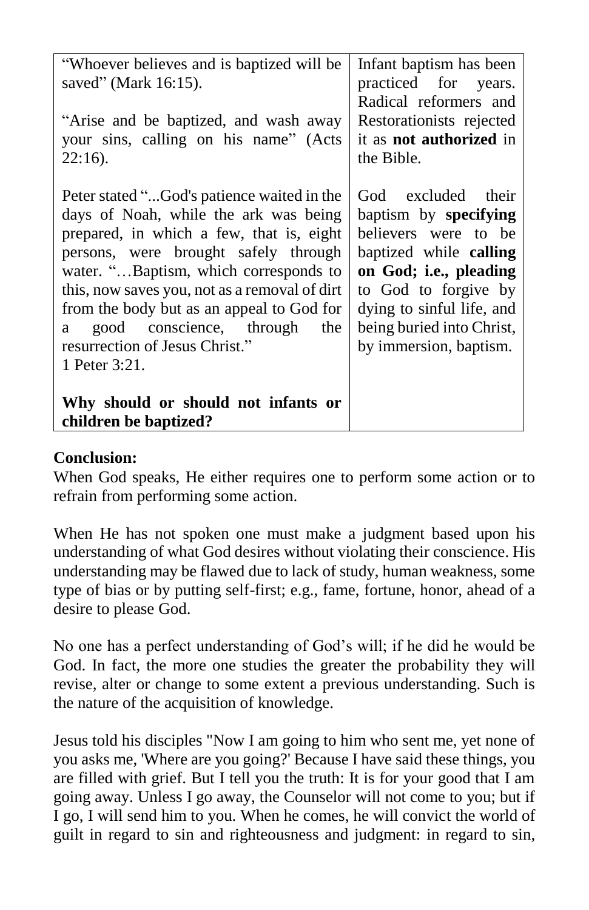| “Whoever believes and is baptized will be saved” (Mark 16:15).<br><br>“Arise and be baptized, and wash away your sins, calling on his name” (Acts 22:16).<br><br>Peter stated “...God's patience waited in the days of Noah, while the ark was being prepared, in which a few, that is, eight persons, were brought safely through water. “…Baptism, which corresponds to this, now saves you, not as a removal of dirt from the body but as an appeal to God for a good conscience, through the resurrection of Jesus Christ.”<br>1 Peter 3:21.<br><br>**Why should or should not infants or children be baptized?** | Infant baptism has been practiced for years. Radical reformers and Restorationists rejected it as **not authorized** in the Bible.<br><br>God excluded their baptism by **specifying** believers were to be baptized while **calling on God; i.e., pleading** to God to forgive by dying to sinful life, and being buried into Christ, by immersion, baptism. |
|---|---|

**Conclusion:**

When God speaks, He either requires one to perform some action or to refrain from performing some action.

When He has not spoken one must make a judgment based upon his understanding of what God desires without violating their conscience. His understanding may be flawed due to lack of study, human weakness, some type of bias or by putting self-first; e.g., fame, fortune, honor, ahead of a desire to please God.

No one has a perfect understanding of God’s will; if he did he would be God. In fact, the more one studies the greater the probability they will revise, alter or change to some extent a previous understanding. Such is the nature of the acquisition of knowledge.

Jesus told his disciples "Now I am going to him who sent me, yet none of you asks me, 'Where are you going?' Because I have said these things, you are filled with grief. But I tell you the truth: It is for your good that I am going away. Unless I go away, the Counselor will not come to you; but if I go, I will send him to you. When he comes, he will convict the world of guilt in regard to sin and righteousness and judgment: in regard to sin,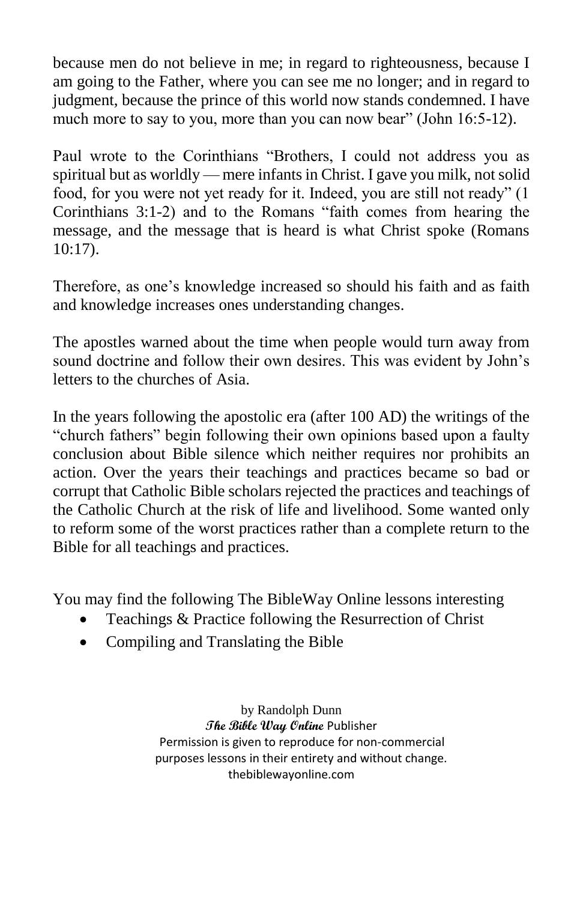because men do not believe in me; in regard to righteousness, because I am going to the Father, where you can see me no longer; and in regard to judgment, because the prince of this world now stands condemned. I have much more to say to you, more than you can now bear" (John 16:5-12).

Paul wrote to the Corinthians "Brothers, I could not address you as spiritual but as worldly — mere infants in Christ. I gave you milk, not solid food, for you were not yet ready for it. Indeed, you are still not ready" (1 Corinthians 3:1-2) and to the Romans "faith comes from hearing the message, and the message that is heard is what Christ spoke (Romans 10:17).

Therefore, as one's knowledge increased so should his faith and as faith and knowledge increases ones understanding changes.

The apostles warned about the time when people would turn away from sound doctrine and follow their own desires. This was evident by John's letters to the churches of Asia.

In the years following the apostolic era (after 100 AD) the writings of the "church fathers" begin following their own opinions based upon a faulty conclusion about Bible silence which neither requires nor prohibits an action. Over the years their teachings and practices became so bad or corrupt that Catholic Bible scholars rejected the practices and teachings of the Catholic Church at the risk of life and livelihood. Some wanted only to reform some of the worst practices rather than a complete return to the Bible for all teachings and practices.

You may find the following The BibleWay Online lessons interesting

- Teachings & Practice following the Resurrection of Christ
- Compiling and Translating the Bible

by Randolph Dunn
*The Bible Way Online* Publisher
Permission is given to reproduce for non-commercial purposes lessons in their entirety and without change.
thebiblewayonline.com